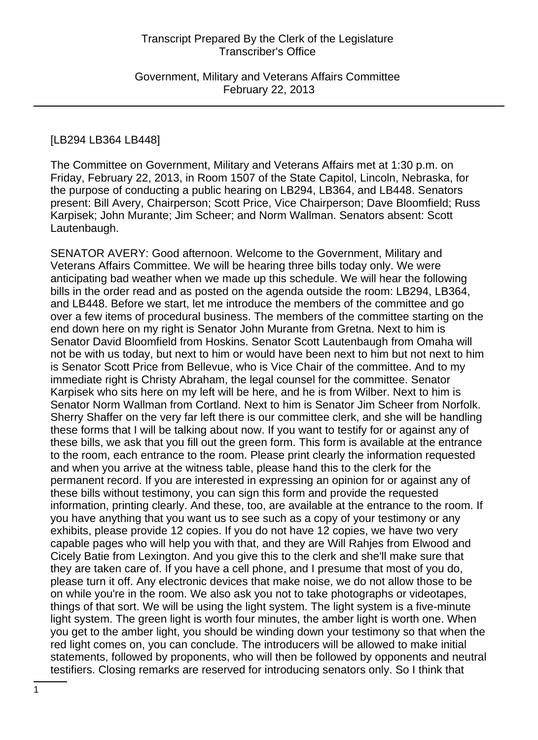[LB294 LB364 LB448]

The Committee on Government, Military and Veterans Affairs met at 1:30 p.m. on Friday, February 22, 2013, in Room 1507 of the State Capitol, Lincoln, Nebraska, for the purpose of conducting a public hearing on LB294, LB364, and LB448. Senators present: Bill Avery, Chairperson; Scott Price, Vice Chairperson; Dave Bloomfield; Russ Karpisek; John Murante; Jim Scheer; and Norm Wallman. Senators absent: Scott Lautenbaugh.

SENATOR AVERY: Good afternoon. Welcome to the Government, Military and Veterans Affairs Committee. We will be hearing three bills today only. We were anticipating bad weather when we made up this schedule. We will hear the following bills in the order read and as posted on the agenda outside the room: LB294, LB364, and LB448. Before we start, let me introduce the members of the committee and go over a few items of procedural business. The members of the committee starting on the end down here on my right is Senator John Murante from Gretna. Next to him is Senator David Bloomfield from Hoskins. Senator Scott Lautenbaugh from Omaha will not be with us today, but next to him or would have been next to him but not next to him is Senator Scott Price from Bellevue, who is Vice Chair of the committee. And to my immediate right is Christy Abraham, the legal counsel for the committee. Senator Karpisek who sits here on my left will be here, and he is from Wilber. Next to him is Senator Norm Wallman from Cortland. Next to him is Senator Jim Scheer from Norfolk. Sherry Shaffer on the very far left there is our committee clerk, and she will be handling these forms that I will be talking about now. If you want to testify for or against any of these bills, we ask that you fill out the green form. This form is available at the entrance to the room, each entrance to the room. Please print clearly the information requested and when you arrive at the witness table, please hand this to the clerk for the permanent record. If you are interested in expressing an opinion for or against any of these bills without testimony, you can sign this form and provide the requested information, printing clearly. And these, too, are available at the entrance to the room. If you have anything that you want us to see such as a copy of your testimony or any exhibits, please provide 12 copies. If you do not have 12 copies, we have two very capable pages who will help you with that, and they are Will Rahjes from Elwood and Cicely Batie from Lexington. And you give this to the clerk and she'll make sure that they are taken care of. If you have a cell phone, and I presume that most of you do, please turn it off. Any electronic devices that make noise, we do not allow those to be on while you're in the room. We also ask you not to take photographs or videotapes, things of that sort. We will be using the light system. The light system is a five-minute light system. The green light is worth four minutes, the amber light is worth one. When you get to the amber light, you should be winding down your testimony so that when the red light comes on, you can conclude. The introducers will be allowed to make initial statements, followed by proponents, who will then be followed by opponents and neutral testifiers. Closing remarks are reserved for introducing senators only. So I think that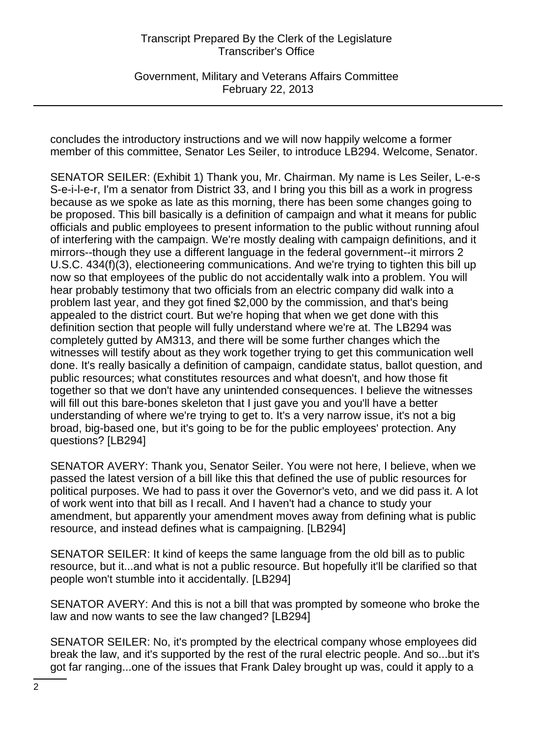concludes the introductory instructions and we will now happily welcome a former member of this committee, Senator Les Seiler, to introduce LB294. Welcome, Senator.

SENATOR SEILER: (Exhibit 1) Thank you, Mr. Chairman. My name is Les Seiler, L-e-s S-e-i-l-e-r, I'm a senator from District 33, and I bring you this bill as a work in progress because as we spoke as late as this morning, there has been some changes going to be proposed. This bill basically is a definition of campaign and what it means for public officials and public employees to present information to the public without running afoul of interfering with the campaign. We're mostly dealing with campaign definitions, and it mirrors--though they use a different language in the federal government--it mirrors 2 U.S.C. 434(f)(3), electioneering communications. And we're trying to tighten this bill up now so that employees of the public do not accidentally walk into a problem. You will hear probably testimony that two officials from an electric company did walk into a problem last year, and they got fined $2,000 by the commission, and that's being appealed to the district court. But we're hoping that when we get done with this definition section that people will fully understand where we're at. The LB294 was completely gutted by AM313, and there will be some further changes which the witnesses will testify about as they work together trying to get this communication well done. It's really basically a definition of campaign, candidate status, ballot question, and public resources; what constitutes resources and what doesn't, and how those fit together so that we don't have any unintended consequences. I believe the witnesses will fill out this bare-bones skeleton that I just gave you and you'll have a better understanding of where we're trying to get to. It's a very narrow issue, it's not a big broad, big-based one, but it's going to be for the public employees' protection. Any questions? [LB294]

SENATOR AVERY: Thank you, Senator Seiler. You were not here, I believe, when we passed the latest version of a bill like this that defined the use of public resources for political purposes. We had to pass it over the Governor's veto, and we did pass it. A lot of work went into that bill as I recall. And I haven't had a chance to study your amendment, but apparently your amendment moves away from defining what is public resource, and instead defines what is campaigning. [LB294]

SENATOR SEILER: It kind of keeps the same language from the old bill as to public resource, but it...and what is not a public resource. But hopefully it'll be clarified so that people won't stumble into it accidentally. [LB294]

SENATOR AVERY: And this is not a bill that was prompted by someone who broke the law and now wants to see the law changed? [LB294]

SENATOR SEILER: No, it's prompted by the electrical company whose employees did break the law, and it's supported by the rest of the rural electric people. And so...but it's got far ranging...one of the issues that Frank Daley brought up was, could it apply to a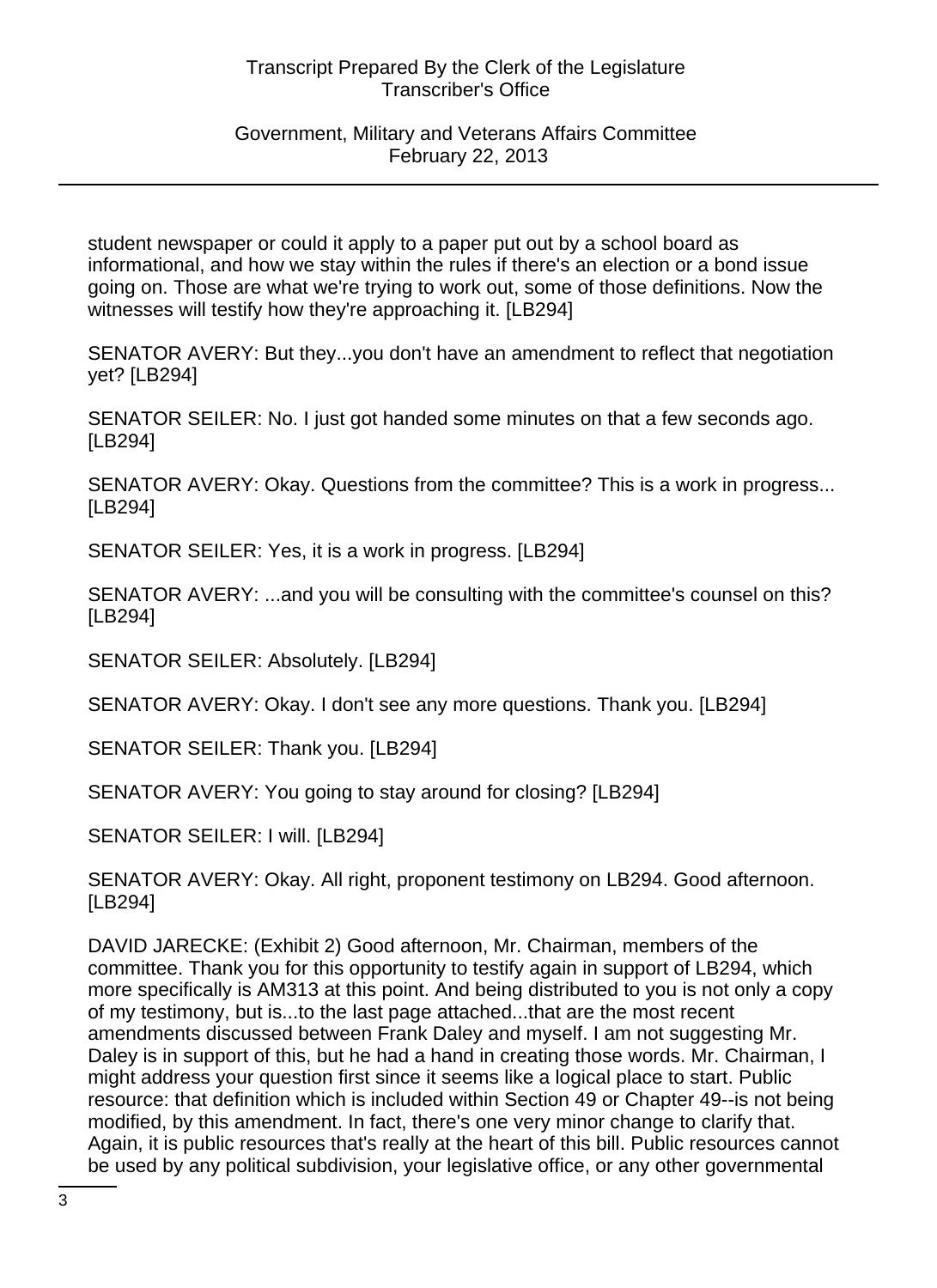student newspaper or could it apply to a paper put out by a school board as informational, and how we stay within the rules if there's an election or a bond issue going on. Those are what we're trying to work out, some of those definitions. Now the witnesses will testify how they're approaching it. [LB294]

SENATOR AVERY: But they...you don't have an amendment to reflect that negotiation yet? [LB294]

SENATOR SEILER: No. I just got handed some minutes on that a few seconds ago. [LB294]

SENATOR AVERY: Okay. Questions from the committee? This is a work in progress... [LB294]

SENATOR SEILER: Yes, it is a work in progress. [LB294]

SENATOR AVERY: ...and you will be consulting with the committee's counsel on this? [LB294]

SENATOR SEILER: Absolutely. [LB294]

SENATOR AVERY: Okay. I don't see any more questions. Thank you. [LB294]

SENATOR SEILER: Thank you. [LB294]

SENATOR AVERY: You going to stay around for closing? [LB294]

SENATOR SEILER: I will. [LB294]

SENATOR AVERY: Okay. All right, proponent testimony on LB294. Good afternoon. [LB294]

DAVID JARECKE: (Exhibit 2) Good afternoon, Mr. Chairman, members of the committee. Thank you for this opportunity to testify again in support of LB294, which more specifically is AM313 at this point. And being distributed to you is not only a copy of my testimony, but is...to the last page attached...that are the most recent amendments discussed between Frank Daley and myself. I am not suggesting Mr. Daley is in support of this, but he had a hand in creating those words. Mr. Chairman, I might address your question first since it seems like a logical place to start. Public resource: that definition which is included within Section 49 or Chapter 49--is not being modified, by this amendment. In fact, there's one very minor change to clarify that. Again, it is public resources that's really at the heart of this bill. Public resources cannot be used by any political subdivision, your legislative office, or any other governmental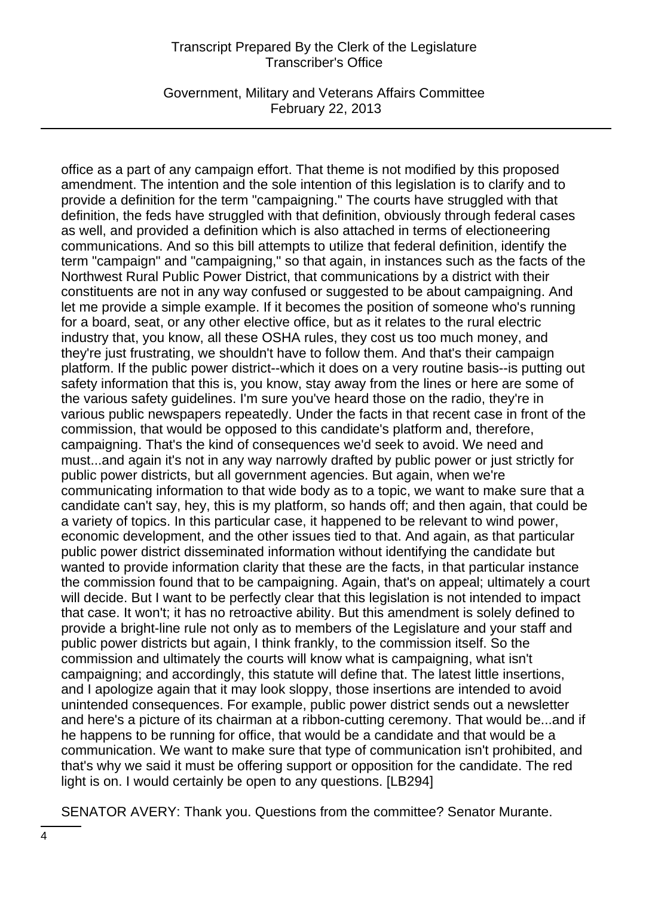office as a part of any campaign effort. That theme is not modified by this proposed amendment. The intention and the sole intention of this legislation is to clarify and to provide a definition for the term "campaigning." The courts have struggled with that definition, the feds have struggled with that definition, obviously through federal cases as well, and provided a definition which is also attached in terms of electioneering communications. And so this bill attempts to utilize that federal definition, identify the term "campaign" and "campaigning," so that again, in instances such as the facts of the Northwest Rural Public Power District, that communications by a district with their constituents are not in any way confused or suggested to be about campaigning. And let me provide a simple example. If it becomes the position of someone who's running for a board, seat, or any other elective office, but as it relates to the rural electric industry that, you know, all these OSHA rules, they cost us too much money, and they're just frustrating, we shouldn't have to follow them. And that's their campaign platform. If the public power district--which it does on a very routine basis--is putting out safety information that this is, you know, stay away from the lines or here are some of the various safety guidelines. I'm sure you've heard those on the radio, they're in various public newspapers repeatedly. Under the facts in that recent case in front of the commission, that would be opposed to this candidate's platform and, therefore, campaigning. That's the kind of consequences we'd seek to avoid. We need and must...and again it's not in any way narrowly drafted by public power or just strictly for public power districts, but all government agencies. But again, when we're communicating information to that wide body as to a topic, we want to make sure that a candidate can't say, hey, this is my platform, so hands off; and then again, that could be a variety of topics. In this particular case, it happened to be relevant to wind power, economic development, and the other issues tied to that. And again, as that particular public power district disseminated information without identifying the candidate but wanted to provide information clarity that these are the facts, in that particular instance the commission found that to be campaigning. Again, that's on appeal; ultimately a court will decide. But I want to be perfectly clear that this legislation is not intended to impact that case. It won't; it has no retroactive ability. But this amendment is solely defined to provide a bright-line rule not only as to members of the Legislature and your staff and public power districts but again, I think frankly, to the commission itself. So the commission and ultimately the courts will know what is campaigning, what isn't campaigning; and accordingly, this statute will define that. The latest little insertions, and I apologize again that it may look sloppy, those insertions are intended to avoid unintended consequences. For example, public power district sends out a newsletter and here's a picture of its chairman at a ribbon-cutting ceremony. That would be...and if he happens to be running for office, that would be a candidate and that would be a communication. We want to make sure that type of communication isn't prohibited, and that's why we said it must be offering support or opposition for the candidate. The red light is on. I would certainly be open to any questions. [LB294]

SENATOR AVERY: Thank you. Questions from the committee? Senator Murante.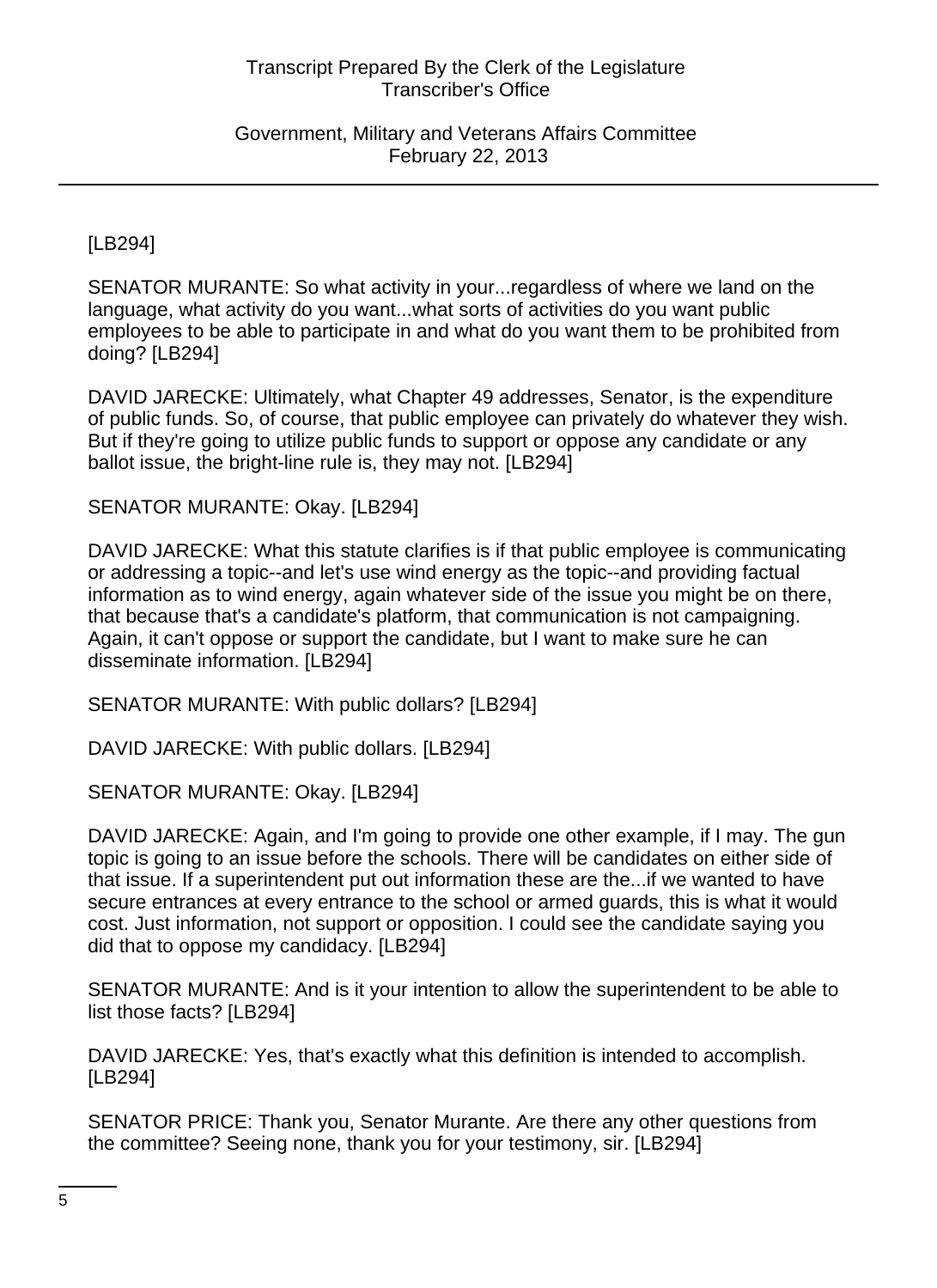[LB294]

SENATOR MURANTE: So what activity in your...regardless of where we land on the language, what activity do you want...what sorts of activities do you want public employees to be able to participate in and what do you want them to be prohibited from doing? [LB294]

DAVID JARECKE: Ultimately, what Chapter 49 addresses, Senator, is the expenditure of public funds. So, of course, that public employee can privately do whatever they wish. But if they're going to utilize public funds to support or oppose any candidate or any ballot issue, the bright-line rule is, they may not. [LB294]

SENATOR MURANTE: Okay. [LB294]

DAVID JARECKE: What this statute clarifies is if that public employee is communicating or addressing a topic--and let's use wind energy as the topic--and providing factual information as to wind energy, again whatever side of the issue you might be on there, that because that's a candidate's platform, that communication is not campaigning. Again, it can't oppose or support the candidate, but I want to make sure he can disseminate information. [LB294]

SENATOR MURANTE: With public dollars? [LB294]

DAVID JARECKE: With public dollars. [LB294]

SENATOR MURANTE: Okay. [LB294]

DAVID JARECKE: Again, and I'm going to provide one other example, if I may. The gun topic is going to an issue before the schools. There will be candidates on either side of that issue. If a superintendent put out information these are the...if we wanted to have secure entrances at every entrance to the school or armed guards, this is what it would cost. Just information, not support or opposition. I could see the candidate saying you did that to oppose my candidacy. [LB294]

SENATOR MURANTE: And is it your intention to allow the superintendent to be able to list those facts? [LB294]

DAVID JARECKE: Yes, that's exactly what this definition is intended to accomplish. [LB294]

SENATOR PRICE: Thank you, Senator Murante. Are there any other questions from the committee? Seeing none, thank you for your testimony, sir. [LB294]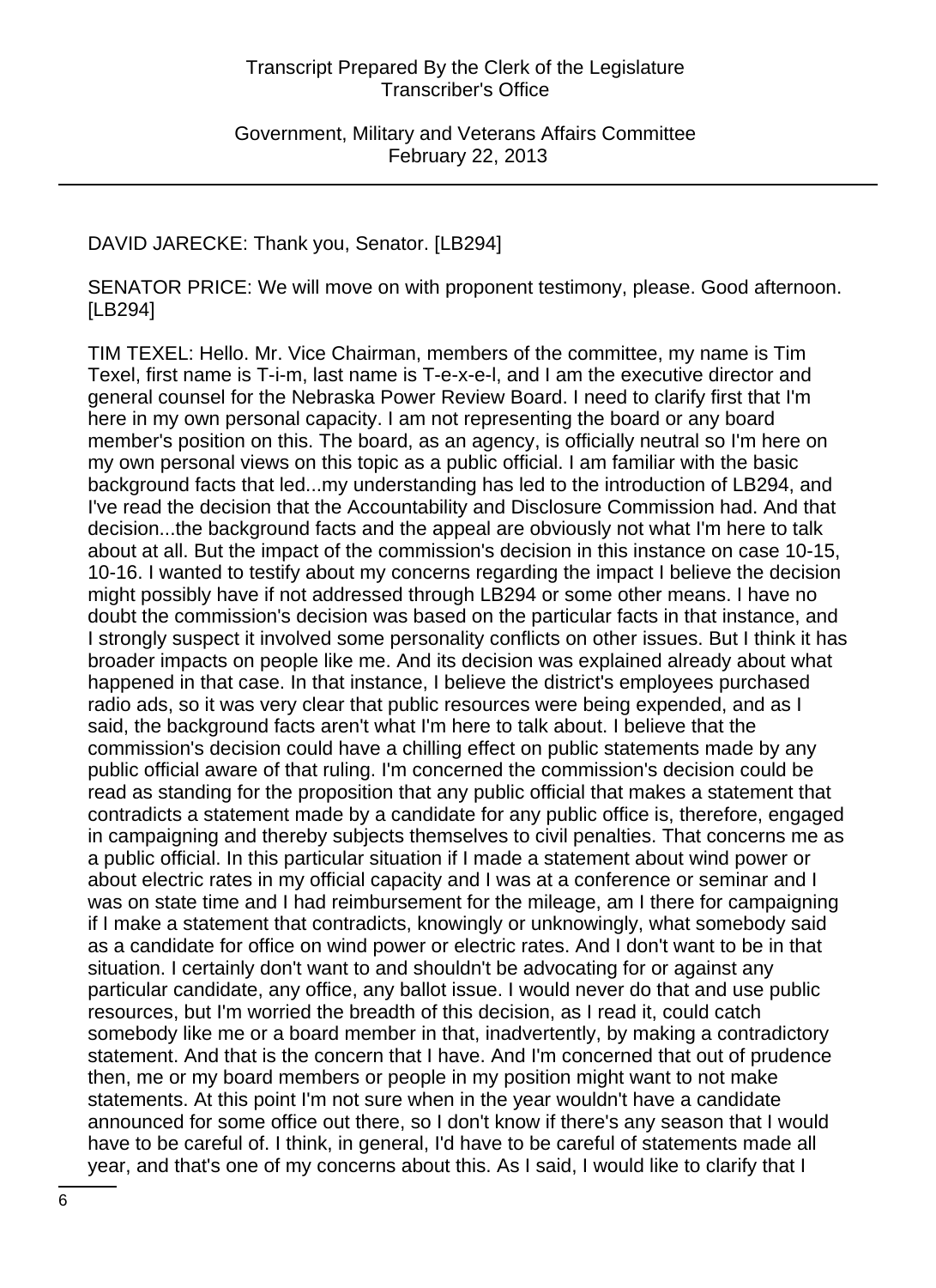DAVID JARECKE: Thank you, Senator. [LB294]

SENATOR PRICE: We will move on with proponent testimony, please. Good afternoon. [LB294]

TIM TEXEL: Hello. Mr. Vice Chairman, members of the committee, my name is Tim Texel, first name is T-i-m, last name is T-e-x-e-l, and I am the executive director and general counsel for the Nebraska Power Review Board. I need to clarify first that I'm here in my own personal capacity. I am not representing the board or any board member's position on this. The board, as an agency, is officially neutral so I'm here on my own personal views on this topic as a public official. I am familiar with the basic background facts that led...my understanding has led to the introduction of LB294, and I've read the decision that the Accountability and Disclosure Commission had. And that decision...the background facts and the appeal are obviously not what I'm here to talk about at all. But the impact of the commission's decision in this instance on case 10-15, 10-16. I wanted to testify about my concerns regarding the impact I believe the decision might possibly have if not addressed through LB294 or some other means. I have no doubt the commission's decision was based on the particular facts in that instance, and I strongly suspect it involved some personality conflicts on other issues. But I think it has broader impacts on people like me. And its decision was explained already about what happened in that case. In that instance, I believe the district's employees purchased radio ads, so it was very clear that public resources were being expended, and as I said, the background facts aren't what I'm here to talk about. I believe that the commission's decision could have a chilling effect on public statements made by any public official aware of that ruling. I'm concerned the commission's decision could be read as standing for the proposition that any public official that makes a statement that contradicts a statement made by a candidate for any public office is, therefore, engaged in campaigning and thereby subjects themselves to civil penalties. That concerns me as a public official. In this particular situation if I made a statement about wind power or about electric rates in my official capacity and I was at a conference or seminar and I was on state time and I had reimbursement for the mileage, am I there for campaigning if I make a statement that contradicts, knowingly or unknowingly, what somebody said as a candidate for office on wind power or electric rates. And I don't want to be in that situation. I certainly don't want to and shouldn't be advocating for or against any particular candidate, any office, any ballot issue. I would never do that and use public resources, but I'm worried the breadth of this decision, as I read it, could catch somebody like me or a board member in that, inadvertently, by making a contradictory statement. And that is the concern that I have. And I'm concerned that out of prudence then, me or my board members or people in my position might want to not make statements. At this point I'm not sure when in the year wouldn't have a candidate announced for some office out there, so I don't know if there's any season that I would have to be careful of. I think, in general, I'd have to be careful of statements made all year, and that's one of my concerns about this. As I said, I would like to clarify that I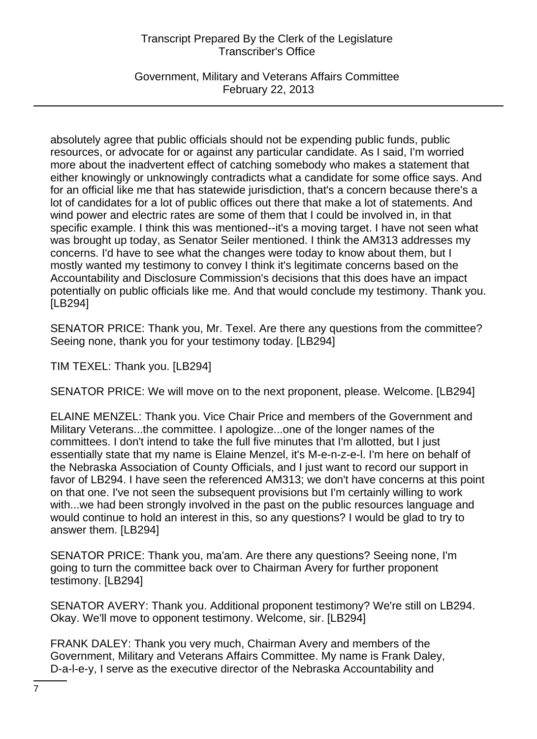absolutely agree that public officials should not be expending public funds, public resources, or advocate for or against any particular candidate. As I said, I'm worried more about the inadvertent effect of catching somebody who makes a statement that either knowingly or unknowingly contradicts what a candidate for some office says. And for an official like me that has statewide jurisdiction, that's a concern because there's a lot of candidates for a lot of public offices out there that make a lot of statements. And wind power and electric rates are some of them that I could be involved in, in that specific example. I think this was mentioned--it's a moving target. I have not seen what was brought up today, as Senator Seiler mentioned. I think the AM313 addresses my concerns. I'd have to see what the changes were today to know about them, but I mostly wanted my testimony to convey I think it's legitimate concerns based on the Accountability and Disclosure Commission's decisions that this does have an impact potentially on public officials like me. And that would conclude my testimony. Thank you. [LB294]

SENATOR PRICE: Thank you, Mr. Texel. Are there any questions from the committee? Seeing none, thank you for your testimony today. [LB294]

TIM TEXEL: Thank you. [LB294]

SENATOR PRICE: We will move on to the next proponent, please. Welcome. [LB294]

ELAINE MENZEL: Thank you. Vice Chair Price and members of the Government and Military Veterans...the committee. I apologize...one of the longer names of the committees. I don't intend to take the full five minutes that I'm allotted, but I just essentially state that my name is Elaine Menzel, it's M-e-n-z-e-l. I'm here on behalf of the Nebraska Association of County Officials, and I just want to record our support in favor of LB294. I have seen the referenced AM313; we don't have concerns at this point on that one. I've not seen the subsequent provisions but I'm certainly willing to work with...we had been strongly involved in the past on the public resources language and would continue to hold an interest in this, so any questions? I would be glad to try to answer them. [LB294]

SENATOR PRICE: Thank you, ma'am. Are there any questions? Seeing none, I'm going to turn the committee back over to Chairman Avery for further proponent testimony. [LB294]

SENATOR AVERY: Thank you. Additional proponent testimony? We're still on LB294. Okay. We'll move to opponent testimony. Welcome, sir. [LB294]

FRANK DALEY: Thank you very much, Chairman Avery and members of the Government, Military and Veterans Affairs Committee. My name is Frank Daley, D-a-l-e-y, I serve as the executive director of the Nebraska Accountability and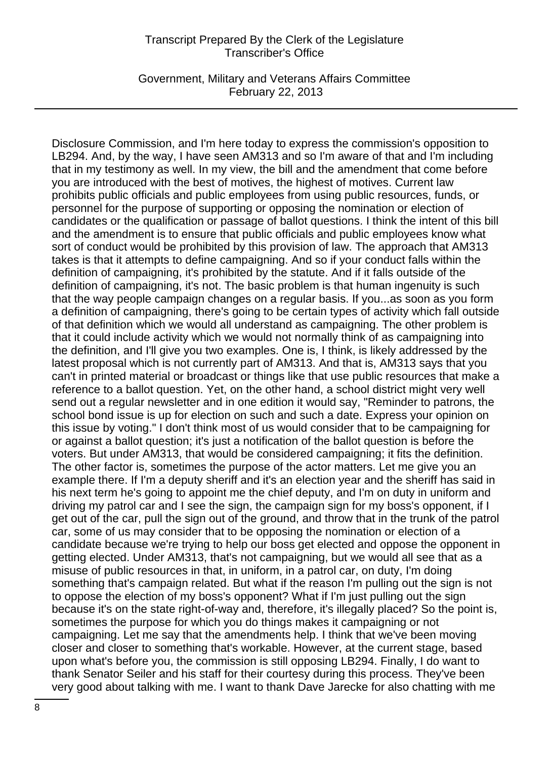Disclosure Commission, and I'm here today to express the commission's opposition to LB294. And, by the way, I have seen AM313 and so I'm aware of that and I'm including that in my testimony as well. In my view, the bill and the amendment that come before you are introduced with the best of motives, the highest of motives. Current law prohibits public officials and public employees from using public resources, funds, or personnel for the purpose of supporting or opposing the nomination or election of candidates or the qualification or passage of ballot questions. I think the intent of this bill and the amendment is to ensure that public officials and public employees know what sort of conduct would be prohibited by this provision of law. The approach that AM313 takes is that it attempts to define campaigning. And so if your conduct falls within the definition of campaigning, it's prohibited by the statute. And if it falls outside of the definition of campaigning, it's not. The basic problem is that human ingenuity is such that the way people campaign changes on a regular basis. If you...as soon as you form a definition of campaigning, there's going to be certain types of activity which fall outside of that definition which we would all understand as campaigning. The other problem is that it could include activity which we would not normally think of as campaigning into the definition, and I'll give you two examples. One is, I think, is likely addressed by the latest proposal which is not currently part of AM313. And that is, AM313 says that you can't in printed material or broadcast or things like that use public resources that make a reference to a ballot question. Yet, on the other hand, a school district might very well send out a regular newsletter and in one edition it would say, "Reminder to patrons, the school bond issue is up for election on such and such a date. Express your opinion on this issue by voting." I don't think most of us would consider that to be campaigning for or against a ballot question; it's just a notification of the ballot question is before the voters. But under AM313, that would be considered campaigning; it fits the definition. The other factor is, sometimes the purpose of the actor matters. Let me give you an example there. If I'm a deputy sheriff and it's an election year and the sheriff has said in his next term he's going to appoint me the chief deputy, and I'm on duty in uniform and driving my patrol car and I see the sign, the campaign sign for my boss's opponent, if I get out of the car, pull the sign out of the ground, and throw that in the trunk of the patrol car, some of us may consider that to be opposing the nomination or election of a candidate because we're trying to help our boss get elected and oppose the opponent in getting elected. Under AM313, that's not campaigning, but we would all see that as a misuse of public resources in that, in uniform, in a patrol car, on duty, I'm doing something that's campaign related. But what if the reason I'm pulling out the sign is not to oppose the election of my boss's opponent? What if I'm just pulling out the sign because it's on the state right-of-way and, therefore, it's illegally placed? So the point is, sometimes the purpose for which you do things makes it campaigning or not campaigning. Let me say that the amendments help. I think that we've been moving closer and closer to something that's workable. However, at the current stage, based upon what's before you, the commission is still opposing LB294. Finally, I do want to thank Senator Seiler and his staff for their courtesy during this process. They've been very good about talking with me. I want to thank Dave Jarecke for also chatting with me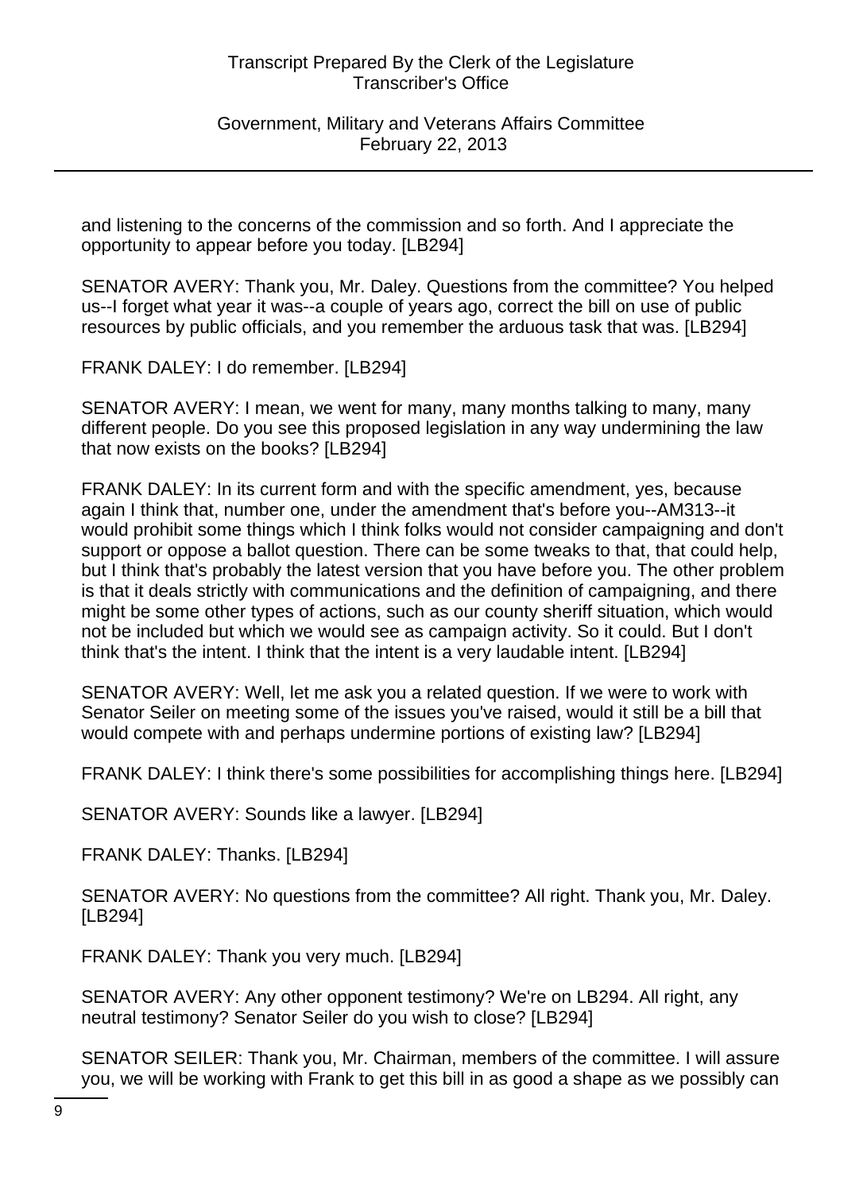and listening to the concerns of the commission and so forth. And I appreciate the opportunity to appear before you today. [LB294]

SENATOR AVERY: Thank you, Mr. Daley. Questions from the committee? You helped us--I forget what year it was--a couple of years ago, correct the bill on use of public resources by public officials, and you remember the arduous task that was. [LB294]

FRANK DALEY: I do remember. [LB294]

SENATOR AVERY: I mean, we went for many, many months talking to many, many different people. Do you see this proposed legislation in any way undermining the law that now exists on the books? [LB294]

FRANK DALEY: In its current form and with the specific amendment, yes, because again I think that, number one, under the amendment that's before you--AM313--it would prohibit some things which I think folks would not consider campaigning and don't support or oppose a ballot question. There can be some tweaks to that, that could help, but I think that's probably the latest version that you have before you. The other problem is that it deals strictly with communications and the definition of campaigning, and there might be some other types of actions, such as our county sheriff situation, which would not be included but which we would see as campaign activity. So it could. But I don't think that's the intent. I think that the intent is a very laudable intent. [LB294]

SENATOR AVERY: Well, let me ask you a related question. If we were to work with Senator Seiler on meeting some of the issues you've raised, would it still be a bill that would compete with and perhaps undermine portions of existing law? [LB294]

FRANK DALEY: I think there's some possibilities for accomplishing things here. [LB294]

SENATOR AVERY: Sounds like a lawyer. [LB294]

FRANK DALEY: Thanks. [LB294]

SENATOR AVERY: No questions from the committee? All right. Thank you, Mr. Daley. [LB294]

FRANK DALEY: Thank you very much. [LB294]

SENATOR AVERY: Any other opponent testimony? We're on LB294. All right, any neutral testimony? Senator Seiler do you wish to close? [LB294]

SENATOR SEILER: Thank you, Mr. Chairman, members of the committee. I will assure you, we will be working with Frank to get this bill in as good a shape as we possibly can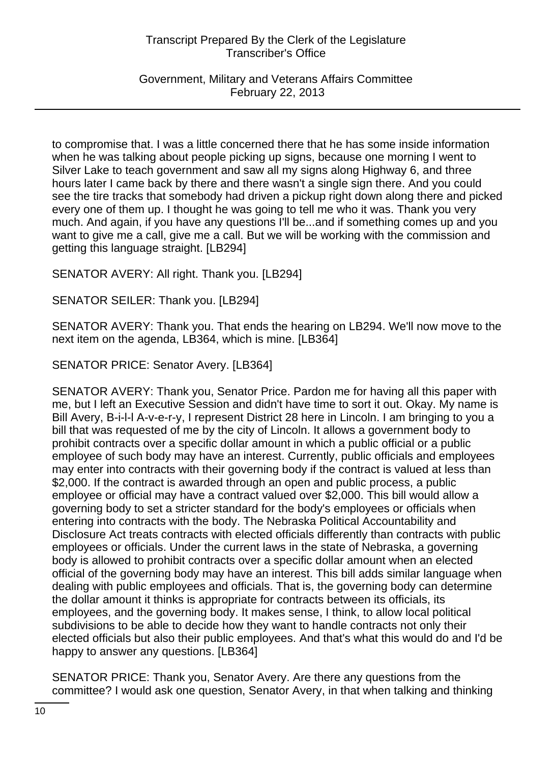to compromise that. I was a little concerned there that he has some inside information when he was talking about people picking up signs, because one morning I went to Silver Lake to teach government and saw all my signs along Highway 6, and three hours later I came back by there and there wasn't a single sign there. And you could see the tire tracks that somebody had driven a pickup right down along there and picked every one of them up. I thought he was going to tell me who it was. Thank you very much. And again, if you have any questions I'll be...and if something comes up and you want to give me a call, give me a call. But we will be working with the commission and getting this language straight. [LB294]

SENATOR AVERY: All right. Thank you. [LB294]

SENATOR SEILER: Thank you. [LB294]

SENATOR AVERY: Thank you. That ends the hearing on LB294. We'll now move to the next item on the agenda, LB364, which is mine. [LB364]

SENATOR PRICE: Senator Avery. [LB364]

SENATOR AVERY: Thank you, Senator Price. Pardon me for having all this paper with me, but I left an Executive Session and didn't have time to sort it out. Okay. My name is Bill Avery, B-i-l-l A-v-e-r-y, I represent District 28 here in Lincoln. I am bringing to you a bill that was requested of me by the city of Lincoln. It allows a government body to prohibit contracts over a specific dollar amount in which a public official or a public employee of such body may have an interest. Currently, public officials and employees may enter into contracts with their governing body if the contract is valued at less than $2,000. If the contract is awarded through an open and public process, a public employee or official may have a contract valued over $2,000. This bill would allow a governing body to set a stricter standard for the body's employees or officials when entering into contracts with the body. The Nebraska Political Accountability and Disclosure Act treats contracts with elected officials differently than contracts with public employees or officials. Under the current laws in the state of Nebraska, a governing body is allowed to prohibit contracts over a specific dollar amount when an elected official of the governing body may have an interest. This bill adds similar language when dealing with public employees and officials. That is, the governing body can determine the dollar amount it thinks is appropriate for contracts between its officials, its employees, and the governing body. It makes sense, I think, to allow local political subdivisions to be able to decide how they want to handle contracts not only their elected officials but also their public employees. And that's what this would do and I'd be happy to answer any questions. [LB364]

SENATOR PRICE: Thank you, Senator Avery. Are there any questions from the committee? I would ask one question, Senator Avery, in that when talking and thinking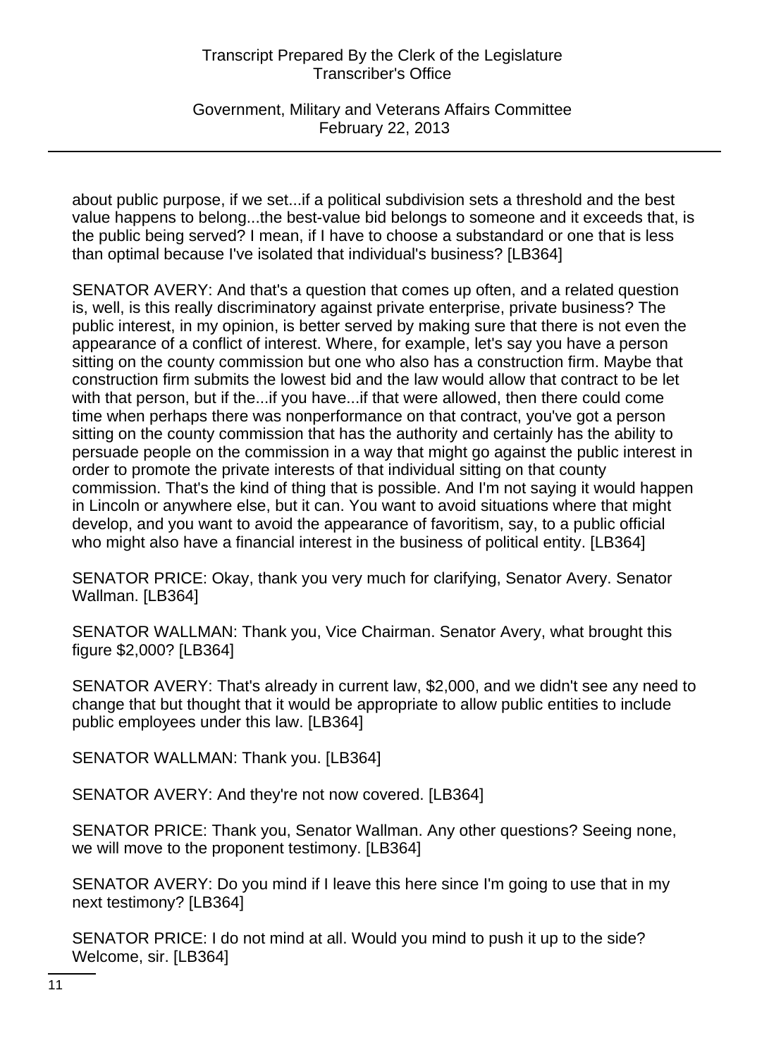about public purpose, if we set...if a political subdivision sets a threshold and the best value happens to belong...the best-value bid belongs to someone and it exceeds that, is the public being served? I mean, if I have to choose a substandard or one that is less than optimal because I've isolated that individual's business? [LB364]

SENATOR AVERY: And that's a question that comes up often, and a related question is, well, is this really discriminatory against private enterprise, private business? The public interest, in my opinion, is better served by making sure that there is not even the appearance of a conflict of interest. Where, for example, let's say you have a person sitting on the county commission but one who also has a construction firm. Maybe that construction firm submits the lowest bid and the law would allow that contract to be let with that person, but if the...if you have...if that were allowed, then there could come time when perhaps there was nonperformance on that contract, you've got a person sitting on the county commission that has the authority and certainly has the ability to persuade people on the commission in a way that might go against the public interest in order to promote the private interests of that individual sitting on that county commission. That's the kind of thing that is possible. And I'm not saying it would happen in Lincoln or anywhere else, but it can. You want to avoid situations where that might develop, and you want to avoid the appearance of favoritism, say, to a public official who might also have a financial interest in the business of political entity. [LB364]

SENATOR PRICE: Okay, thank you very much for clarifying, Senator Avery. Senator Wallman. [LB364]

SENATOR WALLMAN: Thank you, Vice Chairman. Senator Avery, what brought this figure $2,000? [LB364]

SENATOR AVERY: That's already in current law, $2,000, and we didn't see any need to change that but thought that it would be appropriate to allow public entities to include public employees under this law. [LB364]

SENATOR WALLMAN: Thank you. [LB364]

SENATOR AVERY: And they're not now covered. [LB364]

SENATOR PRICE: Thank you, Senator Wallman. Any other questions? Seeing none, we will move to the proponent testimony. [LB364]

SENATOR AVERY: Do you mind if I leave this here since I'm going to use that in my next testimony? [LB364]

SENATOR PRICE: I do not mind at all. Would you mind to push it up to the side? Welcome, sir. [LB364]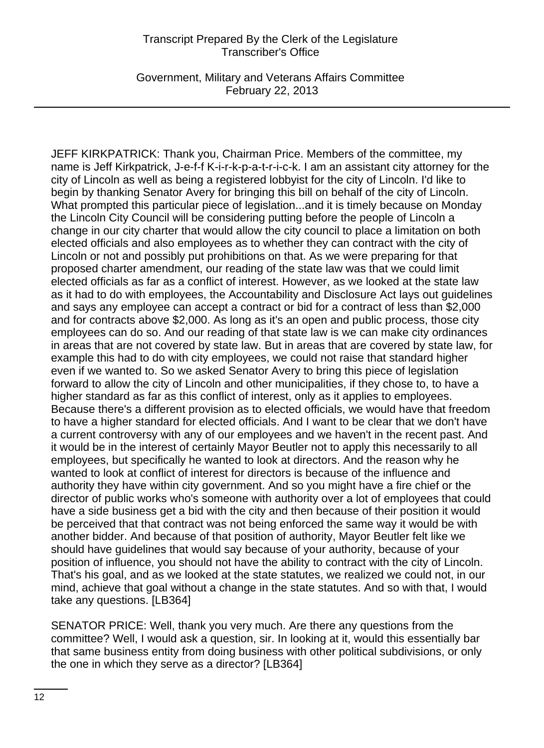JEFF KIRKPATRICK: Thank you, Chairman Price. Members of the committee, my name is Jeff Kirkpatrick, J-e-f-f K-i-r-k-p-a-t-r-i-c-k. I am an assistant city attorney for the city of Lincoln as well as being a registered lobbyist for the city of Lincoln. I'd like to begin by thanking Senator Avery for bringing this bill on behalf of the city of Lincoln. What prompted this particular piece of legislation...and it is timely because on Monday the Lincoln City Council will be considering putting before the people of Lincoln a change in our city charter that would allow the city council to place a limitation on both elected officials and also employees as to whether they can contract with the city of Lincoln or not and possibly put prohibitions on that. As we were preparing for that proposed charter amendment, our reading of the state law was that we could limit elected officials as far as a conflict of interest. However, as we looked at the state law as it had to do with employees, the Accountability and Disclosure Act lays out guidelines and says any employee can accept a contract or bid for a contract of less than $2,000 and for contracts above $2,000. As long as it's an open and public process, those city employees can do so. And our reading of that state law is we can make city ordinances in areas that are not covered by state law. But in areas that are covered by state law, for example this had to do with city employees, we could not raise that standard higher even if we wanted to. So we asked Senator Avery to bring this piece of legislation forward to allow the city of Lincoln and other municipalities, if they chose to, to have a higher standard as far as this conflict of interest, only as it applies to employees. Because there's a different provision as to elected officials, we would have that freedom to have a higher standard for elected officials. And I want to be clear that we don't have a current controversy with any of our employees and we haven't in the recent past. And it would be in the interest of certainly Mayor Beutler not to apply this necessarily to all employees, but specifically he wanted to look at directors. And the reason why he wanted to look at conflict of interest for directors is because of the influence and authority they have within city government. And so you might have a fire chief or the director of public works who's someone with authority over a lot of employees that could have a side business get a bid with the city and then because of their position it would be perceived that that contract was not being enforced the same way it would be with another bidder. And because of that position of authority, Mayor Beutler felt like we should have guidelines that would say because of your authority, because of your position of influence, you should not have the ability to contract with the city of Lincoln. That's his goal, and as we looked at the state statutes, we realized we could not, in our mind, achieve that goal without a change in the state statutes. And so with that, I would take any questions. [LB364]

SENATOR PRICE: Well, thank you very much. Are there any questions from the committee? Well, I would ask a question, sir. In looking at it, would this essentially bar that same business entity from doing business with other political subdivisions, or only the one in which they serve as a director? [LB364]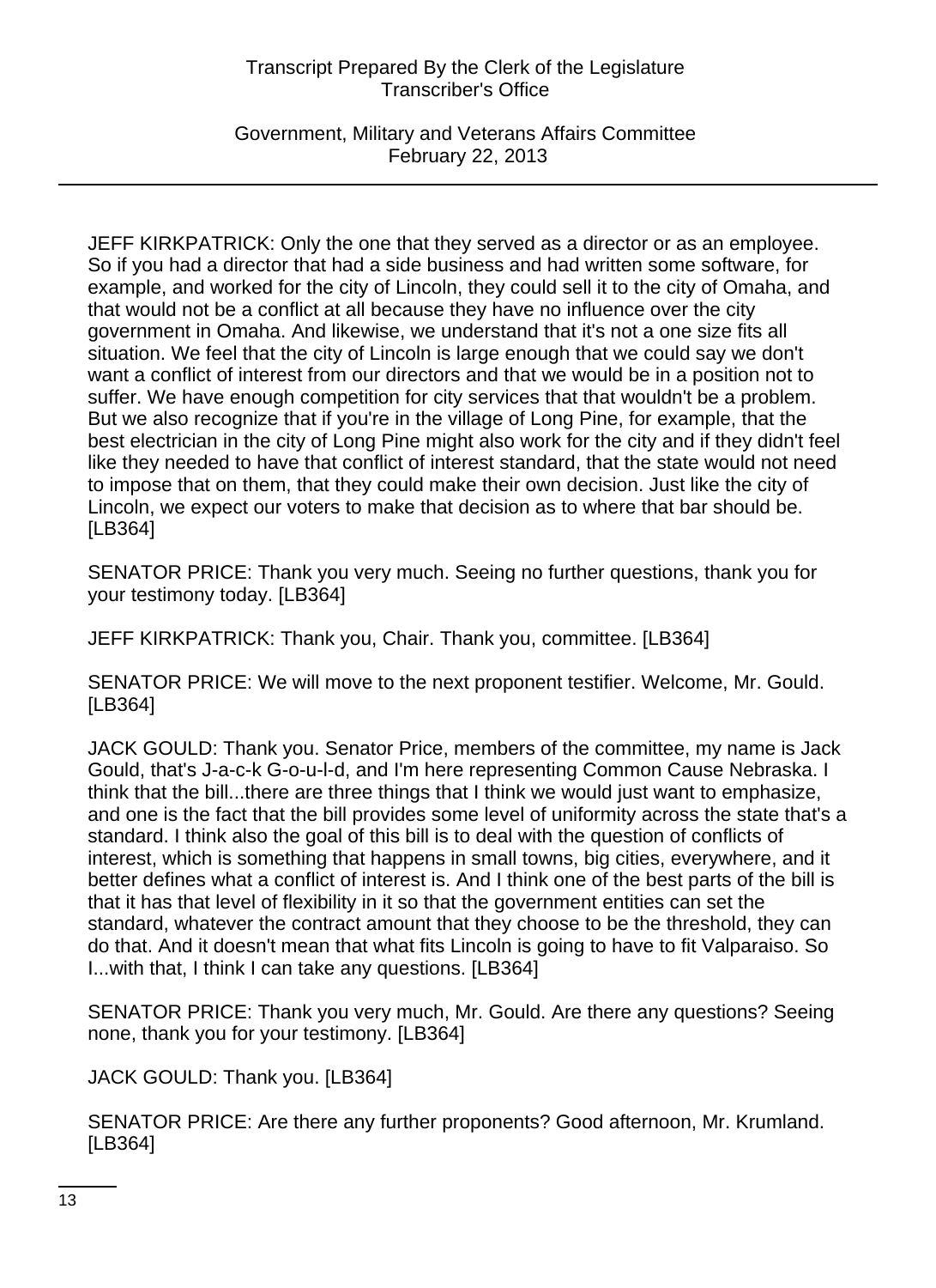JEFF KIRKPATRICK: Only the one that they served as a director or as an employee. So if you had a director that had a side business and had written some software, for example, and worked for the city of Lincoln, they could sell it to the city of Omaha, and that would not be a conflict at all because they have no influence over the city government in Omaha. And likewise, we understand that it's not a one size fits all situation. We feel that the city of Lincoln is large enough that we could say we don't want a conflict of interest from our directors and that we would be in a position not to suffer. We have enough competition for city services that that wouldn't be a problem. But we also recognize that if you're in the village of Long Pine, for example, that the best electrician in the city of Long Pine might also work for the city and if they didn't feel like they needed to have that conflict of interest standard, that the state would not need to impose that on them, that they could make their own decision. Just like the city of Lincoln, we expect our voters to make that decision as to where that bar should be. [LB364]

SENATOR PRICE: Thank you very much. Seeing no further questions, thank you for your testimony today. [LB364]

JEFF KIRKPATRICK: Thank you, Chair. Thank you, committee. [LB364]

SENATOR PRICE: We will move to the next proponent testifier. Welcome, Mr. Gould. [LB364]

JACK GOULD: Thank you. Senator Price, members of the committee, my name is Jack Gould, that's J-a-c-k G-o-u-l-d, and I'm here representing Common Cause Nebraska. I think that the bill...there are three things that I think we would just want to emphasize, and one is the fact that the bill provides some level of uniformity across the state that's a standard. I think also the goal of this bill is to deal with the question of conflicts of interest, which is something that happens in small towns, big cities, everywhere, and it better defines what a conflict of interest is. And I think one of the best parts of the bill is that it has that level of flexibility in it so that the government entities can set the standard, whatever the contract amount that they choose to be the threshold, they can do that. And it doesn't mean that what fits Lincoln is going to have to fit Valparaiso. So I...with that, I think I can take any questions. [LB364]

SENATOR PRICE: Thank you very much, Mr. Gould. Are there any questions? Seeing none, thank you for your testimony. [LB364]

JACK GOULD: Thank you. [LB364]

SENATOR PRICE: Are there any further proponents? Good afternoon, Mr. Krumland. [LB364]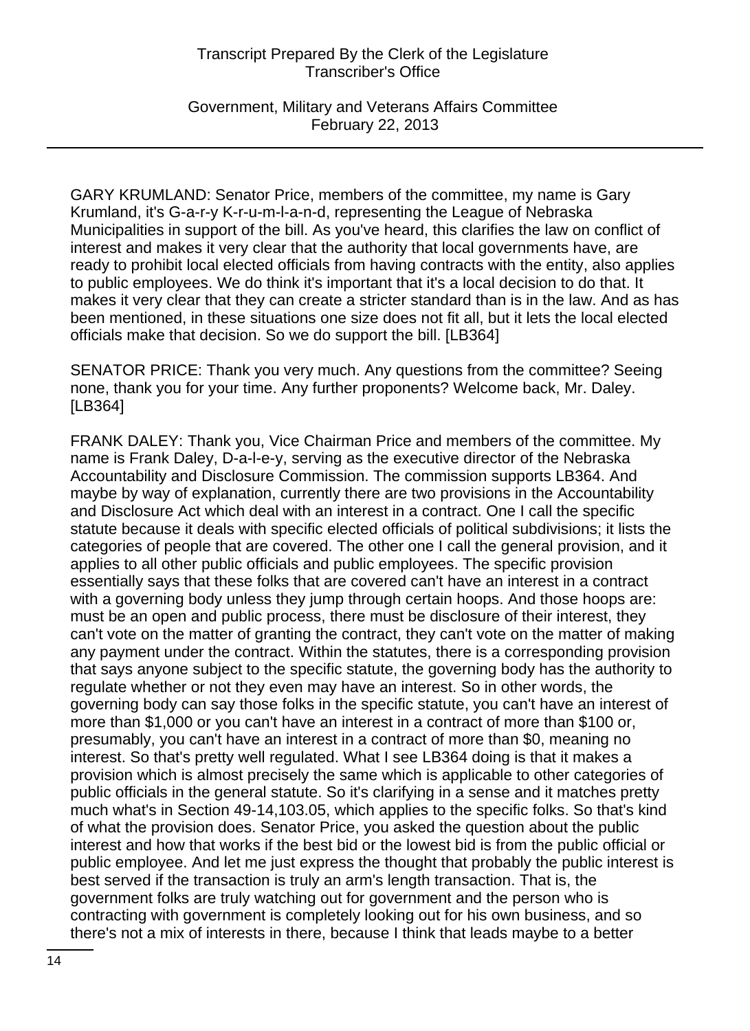GARY KRUMLAND: Senator Price, members of the committee, my name is Gary Krumland, it's G-a-r-y K-r-u-m-l-a-n-d, representing the League of Nebraska Municipalities in support of the bill. As you've heard, this clarifies the law on conflict of interest and makes it very clear that the authority that local governments have, are ready to prohibit local elected officials from having contracts with the entity, also applies to public employees. We do think it's important that it's a local decision to do that. It makes it very clear that they can create a stricter standard than is in the law. And as has been mentioned, in these situations one size does not fit all, but it lets the local elected officials make that decision. So we do support the bill. [LB364]

SENATOR PRICE: Thank you very much. Any questions from the committee? Seeing none, thank you for your time. Any further proponents? Welcome back, Mr. Daley. [LB364]

FRANK DALEY: Thank you, Vice Chairman Price and members of the committee. My name is Frank Daley, D-a-l-e-y, serving as the executive director of the Nebraska Accountability and Disclosure Commission. The commission supports LB364. And maybe by way of explanation, currently there are two provisions in the Accountability and Disclosure Act which deal with an interest in a contract. One I call the specific statute because it deals with specific elected officials of political subdivisions; it lists the categories of people that are covered. The other one I call the general provision, and it applies to all other public officials and public employees. The specific provision essentially says that these folks that are covered can't have an interest in a contract with a governing body unless they jump through certain hoops. And those hoops are: must be an open and public process, there must be disclosure of their interest, they can't vote on the matter of granting the contract, they can't vote on the matter of making any payment under the contract. Within the statutes, there is a corresponding provision that says anyone subject to the specific statute, the governing body has the authority to regulate whether or not they even may have an interest. So in other words, the governing body can say those folks in the specific statute, you can't have an interest of more than $1,000 or you can't have an interest in a contract of more than $100 or, presumably, you can't have an interest in a contract of more than $0, meaning no interest. So that's pretty well regulated. What I see LB364 doing is that it makes a provision which is almost precisely the same which is applicable to other categories of public officials in the general statute. So it's clarifying in a sense and it matches pretty much what's in Section 49-14,103.05, which applies to the specific folks. So that's kind of what the provision does. Senator Price, you asked the question about the public interest and how that works if the best bid or the lowest bid is from the public official or public employee. And let me just express the thought that probably the public interest is best served if the transaction is truly an arm's length transaction. That is, the government folks are truly watching out for government and the person who is contracting with government is completely looking out for his own business, and so there's not a mix of interests in there, because I think that leads maybe to a better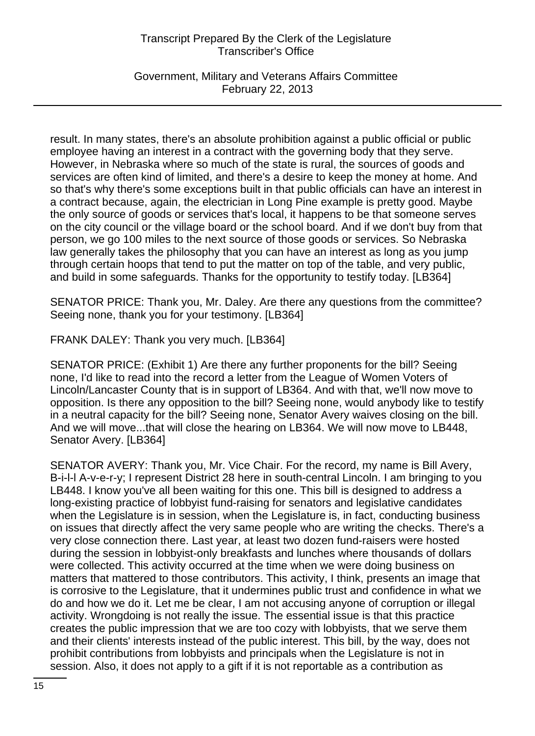result. In many states, there's an absolute prohibition against a public official or public employee having an interest in a contract with the governing body that they serve. However, in Nebraska where so much of the state is rural, the sources of goods and services are often kind of limited, and there's a desire to keep the money at home. And so that's why there's some exceptions built in that public officials can have an interest in a contract because, again, the electrician in Long Pine example is pretty good. Maybe the only source of goods or services that's local, it happens to be that someone serves on the city council or the village board or the school board. And if we don't buy from that person, we go 100 miles to the next source of those goods or services. So Nebraska law generally takes the philosophy that you can have an interest as long as you jump through certain hoops that tend to put the matter on top of the table, and very public, and build in some safeguards. Thanks for the opportunity to testify today. [LB364]

SENATOR PRICE: Thank you, Mr. Daley. Are there any questions from the committee? Seeing none, thank you for your testimony. [LB364]

FRANK DALEY: Thank you very much. [LB364]

SENATOR PRICE: (Exhibit 1) Are there any further proponents for the bill? Seeing none, I'd like to read into the record a letter from the League of Women Voters of Lincoln/Lancaster County that is in support of LB364. And with that, we'll now move to opposition. Is there any opposition to the bill? Seeing none, would anybody like to testify in a neutral capacity for the bill? Seeing none, Senator Avery waives closing on the bill. And we will move...that will close the hearing on LB364. We will now move to LB448, Senator Avery. [LB364]

SENATOR AVERY: Thank you, Mr. Vice Chair. For the record, my name is Bill Avery, B-i-l-l A-v-e-r-y; I represent District 28 here in south-central Lincoln. I am bringing to you LB448. I know you've all been waiting for this one. This bill is designed to address a long-existing practice of lobbyist fund-raising for senators and legislative candidates when the Legislature is in session, when the Legislature is, in fact, conducting business on issues that directly affect the very same people who are writing the checks. There's a very close connection there. Last year, at least two dozen fund-raisers were hosted during the session in lobbyist-only breakfasts and lunches where thousands of dollars were collected. This activity occurred at the time when we were doing business on matters that mattered to those contributors. This activity, I think, presents an image that is corrosive to the Legislature, that it undermines public trust and confidence in what we do and how we do it. Let me be clear, I am not accusing anyone of corruption or illegal activity. Wrongdoing is not really the issue. The essential issue is that this practice creates the public impression that we are too cozy with lobbyists, that we serve them and their clients' interests instead of the public interest. This bill, by the way, does not prohibit contributions from lobbyists and principals when the Legislature is not in session. Also, it does not apply to a gift if it is not reportable as a contribution as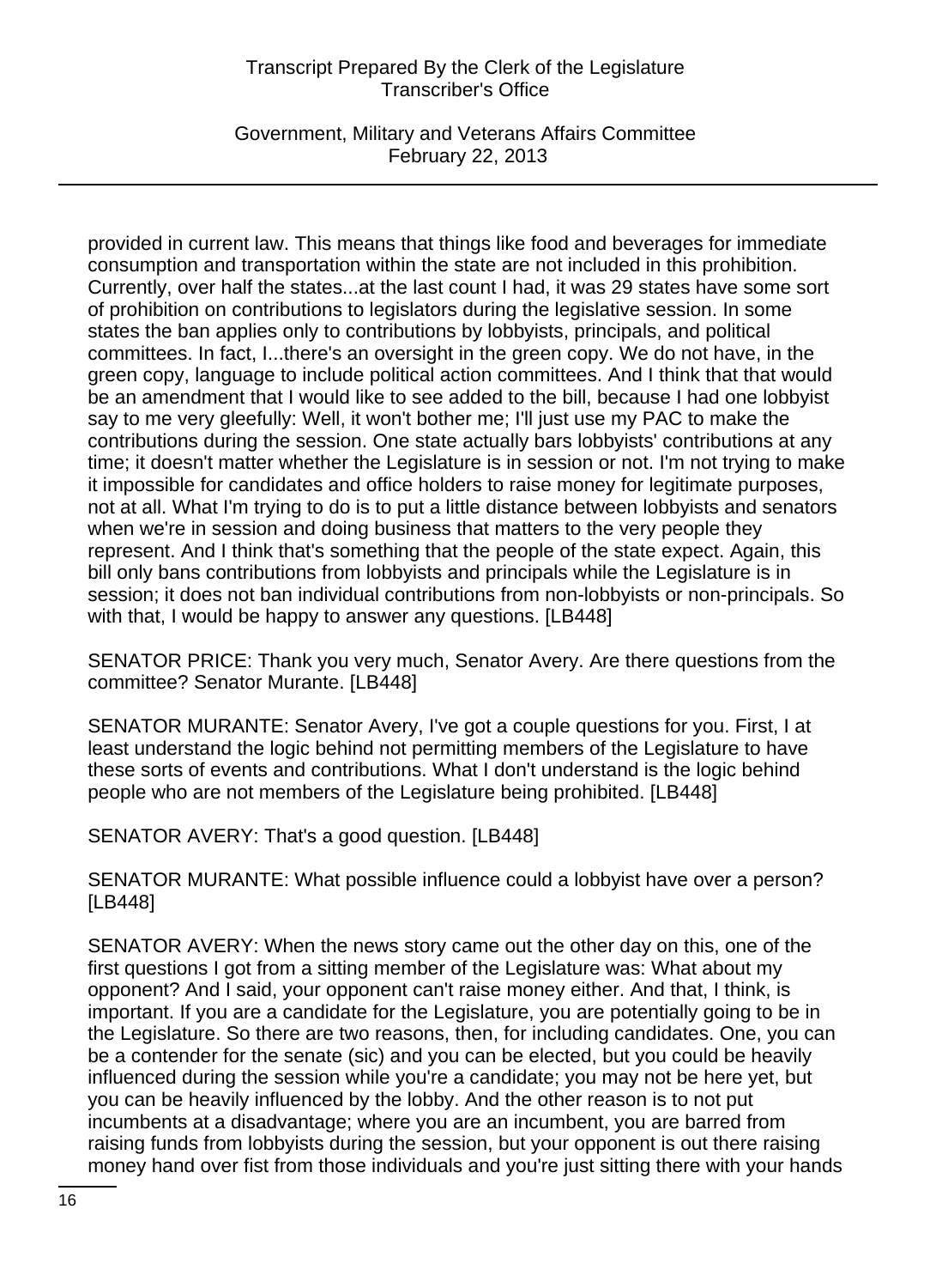provided in current law. This means that things like food and beverages for immediate consumption and transportation within the state are not included in this prohibition. Currently, over half the states...at the last count I had, it was 29 states have some sort of prohibition on contributions to legislators during the legislative session. In some states the ban applies only to contributions by lobbyists, principals, and political committees. In fact, I...there's an oversight in the green copy. We do not have, in the green copy, language to include political action committees. And I think that that would be an amendment that I would like to see added to the bill, because I had one lobbyist say to me very gleefully: Well, it won't bother me; I'll just use my PAC to make the contributions during the session. One state actually bars lobbyists' contributions at any time; it doesn't matter whether the Legislature is in session or not. I'm not trying to make it impossible for candidates and office holders to raise money for legitimate purposes, not at all. What I'm trying to do is to put a little distance between lobbyists and senators when we're in session and doing business that matters to the very people they represent. And I think that's something that the people of the state expect. Again, this bill only bans contributions from lobbyists and principals while the Legislature is in session; it does not ban individual contributions from non-lobbyists or non-principals. So with that, I would be happy to answer any questions. [LB448]

SENATOR PRICE: Thank you very much, Senator Avery. Are there questions from the committee? Senator Murante. [LB448]

SENATOR MURANTE: Senator Avery, I've got a couple questions for you. First, I at least understand the logic behind not permitting members of the Legislature to have these sorts of events and contributions. What I don't understand is the logic behind people who are not members of the Legislature being prohibited. [LB448]

SENATOR AVERY: That's a good question. [LB448]

SENATOR MURANTE: What possible influence could a lobbyist have over a person? [LB448]

SENATOR AVERY: When the news story came out the other day on this, one of the first questions I got from a sitting member of the Legislature was: What about my opponent? And I said, your opponent can't raise money either. And that, I think, is important. If you are a candidate for the Legislature, you are potentially going to be in the Legislature. So there are two reasons, then, for including candidates. One, you can be a contender for the senate (sic) and you can be elected, but you could be heavily influenced during the session while you're a candidate; you may not be here yet, but you can be heavily influenced by the lobby. And the other reason is to not put incumbents at a disadvantage; where you are an incumbent, you are barred from raising funds from lobbyists during the session, but your opponent is out there raising money hand over fist from those individuals and you're just sitting there with your hands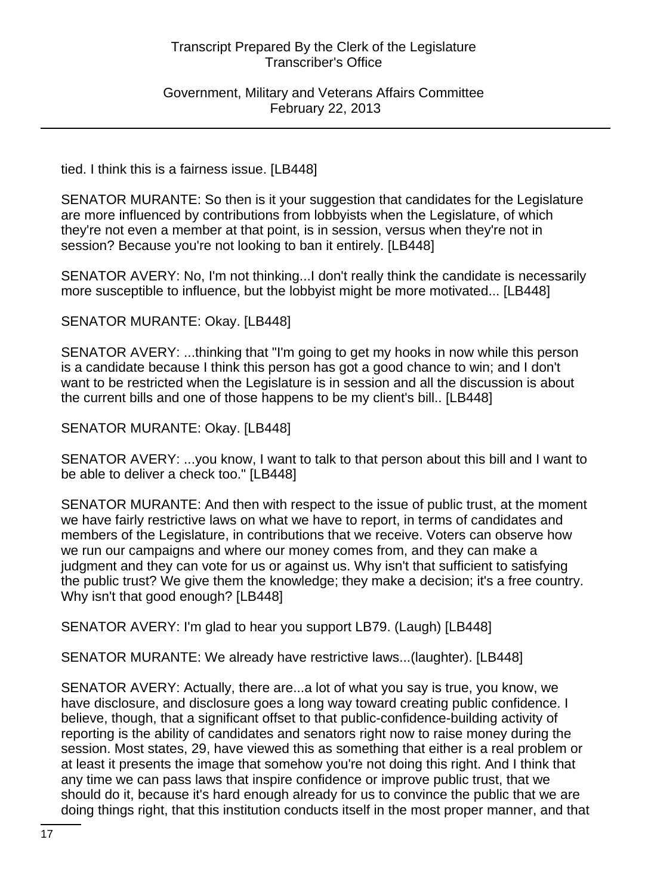tied. I think this is a fairness issue. [LB448]

SENATOR MURANTE: So then is it your suggestion that candidates for the Legislature are more influenced by contributions from lobbyists when the Legislature, of which they're not even a member at that point, is in session, versus when they're not in session? Because you're not looking to ban it entirely. [LB448]

SENATOR AVERY: No, I'm not thinking...I don't really think the candidate is necessarily more susceptible to influence, but the lobbyist might be more motivated... [LB448]

SENATOR MURANTE: Okay. [LB448]

SENATOR AVERY: ...thinking that "I'm going to get my hooks in now while this person is a candidate because I think this person has got a good chance to win; and I don't want to be restricted when the Legislature is in session and all the discussion is about the current bills and one of those happens to be my client's bill.. [LB448]

SENATOR MURANTE: Okay. [LB448]

SENATOR AVERY: ...you know, I want to talk to that person about this bill and I want to be able to deliver a check too." [LB448]

SENATOR MURANTE: And then with respect to the issue of public trust, at the moment we have fairly restrictive laws on what we have to report, in terms of candidates and members of the Legislature, in contributions that we receive. Voters can observe how we run our campaigns and where our money comes from, and they can make a judgment and they can vote for us or against us. Why isn't that sufficient to satisfying the public trust? We give them the knowledge; they make a decision; it's a free country. Why isn't that good enough? [LB448]

SENATOR AVERY: I'm glad to hear you support LB79. (Laugh) [LB448]

SENATOR MURANTE: We already have restrictive laws...(laughter). [LB448]

SENATOR AVERY: Actually, there are...a lot of what you say is true, you know, we have disclosure, and disclosure goes a long way toward creating public confidence. I believe, though, that a significant offset to that public-confidence-building activity of reporting is the ability of candidates and senators right now to raise money during the session. Most states, 29, have viewed this as something that either is a real problem or at least it presents the image that somehow you're not doing this right. And I think that any time we can pass laws that inspire confidence or improve public trust, that we should do it, because it's hard enough already for us to convince the public that we are doing things right, that this institution conducts itself in the most proper manner, and that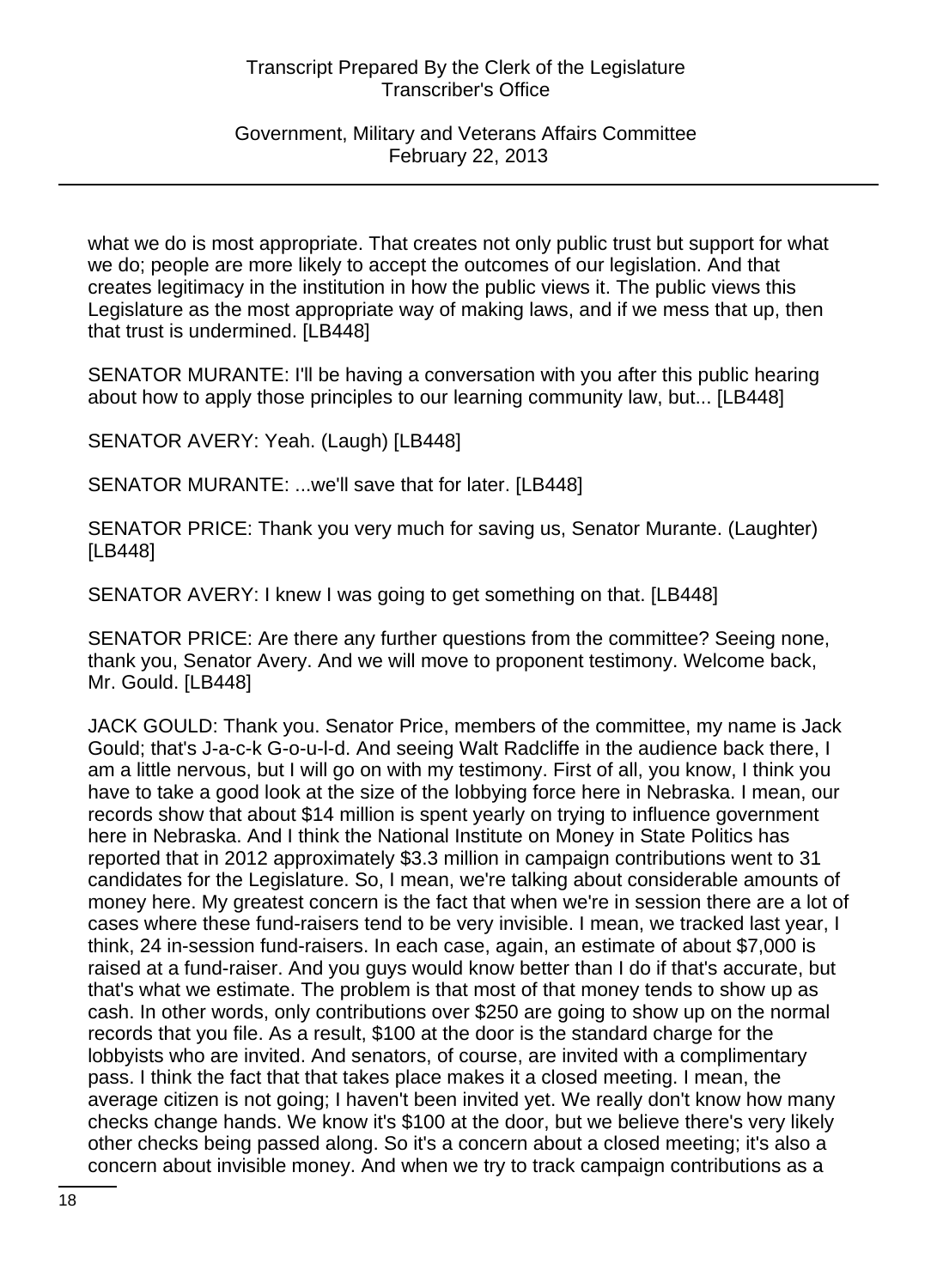what we do is most appropriate. That creates not only public trust but support for what we do; people are more likely to accept the outcomes of our legislation. And that creates legitimacy in the institution in how the public views it. The public views this Legislature as the most appropriate way of making laws, and if we mess that up, then that trust is undermined. [LB448]

SENATOR MURANTE: I'll be having a conversation with you after this public hearing about how to apply those principles to our learning community law, but... [LB448]

SENATOR AVERY: Yeah. (Laugh) [LB448]

SENATOR MURANTE: ...we'll save that for later. [LB448]

SENATOR PRICE: Thank you very much for saving us, Senator Murante. (Laughter) [LB448]

SENATOR AVERY: I knew I was going to get something on that. [LB448]

SENATOR PRICE: Are there any further questions from the committee? Seeing none, thank you, Senator Avery. And we will move to proponent testimony. Welcome back, Mr. Gould. [LB448]

JACK GOULD: Thank you. Senator Price, members of the committee, my name is Jack Gould; that's J-a-c-k G-o-u-l-d. And seeing Walt Radcliffe in the audience back there, I am a little nervous, but I will go on with my testimony. First of all, you know, I think you have to take a good look at the size of the lobbying force here in Nebraska. I mean, our records show that about $14 million is spent yearly on trying to influence government here in Nebraska. And I think the National Institute on Money in State Politics has reported that in 2012 approximately $3.3 million in campaign contributions went to 31 candidates for the Legislature. So, I mean, we're talking about considerable amounts of money here. My greatest concern is the fact that when we're in session there are a lot of cases where these fund-raisers tend to be very invisible. I mean, we tracked last year, I think, 24 in-session fund-raisers. In each case, again, an estimate of about $7,000 is raised at a fund-raiser. And you guys would know better than I do if that's accurate, but that's what we estimate. The problem is that most of that money tends to show up as cash. In other words, only contributions over $250 are going to show up on the normal records that you file. As a result, $100 at the door is the standard charge for the lobbyists who are invited. And senators, of course, are invited with a complimentary pass. I think the fact that that takes place makes it a closed meeting. I mean, the average citizen is not going; I haven't been invited yet. We really don't know how many checks change hands. We know it's $100 at the door, but we believe there's very likely other checks being passed along. So it's a concern about a closed meeting; it's also a concern about invisible money. And when we try to track campaign contributions as a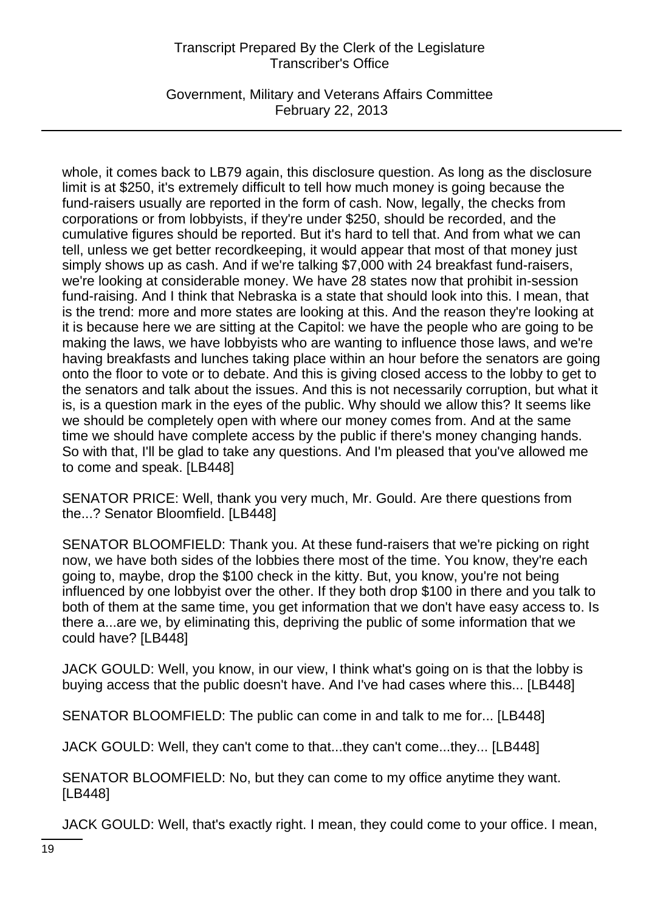whole, it comes back to LB79 again, this disclosure question. As long as the disclosure limit is at $250, it's extremely difficult to tell how much money is going because the fund-raisers usually are reported in the form of cash. Now, legally, the checks from corporations or from lobbyists, if they're under $250, should be recorded, and the cumulative figures should be reported. But it's hard to tell that. And from what we can tell, unless we get better recordkeeping, it would appear that most of that money just simply shows up as cash. And if we're talking $7,000 with 24 breakfast fund-raisers, we're looking at considerable money. We have 28 states now that prohibit in-session fund-raising. And I think that Nebraska is a state that should look into this. I mean, that is the trend: more and more states are looking at this. And the reason they're looking at it is because here we are sitting at the Capitol: we have the people who are going to be making the laws, we have lobbyists who are wanting to influence those laws, and we're having breakfasts and lunches taking place within an hour before the senators are going onto the floor to vote or to debate. And this is giving closed access to the lobby to get to the senators and talk about the issues. And this is not necessarily corruption, but what it is, is a question mark in the eyes of the public. Why should we allow this? It seems like we should be completely open with where our money comes from. And at the same time we should have complete access by the public if there's money changing hands. So with that, I'll be glad to take any questions. And I'm pleased that you've allowed me to come and speak. [LB448]

SENATOR PRICE: Well, thank you very much, Mr. Gould. Are there questions from the...? Senator Bloomfield. [LB448]

SENATOR BLOOMFIELD: Thank you. At these fund-raisers that we're picking on right now, we have both sides of the lobbies there most of the time. You know, they're each going to, maybe, drop the $100 check in the kitty. But, you know, you're not being influenced by one lobbyist over the other. If they both drop $100 in there and you talk to both of them at the same time, you get information that we don't have easy access to. Is there a...are we, by eliminating this, depriving the public of some information that we could have? [LB448]

JACK GOULD: Well, you know, in our view, I think what's going on is that the lobby is buying access that the public doesn't have. And I've had cases where this... [LB448]

SENATOR BLOOMFIELD: The public can come in and talk to me for... [LB448]

JACK GOULD: Well, they can't come to that...they can't come...they... [LB448]

SENATOR BLOOMFIELD: No, but they can come to my office anytime they want. [LB448]

JACK GOULD: Well, that's exactly right. I mean, they could come to your office. I mean,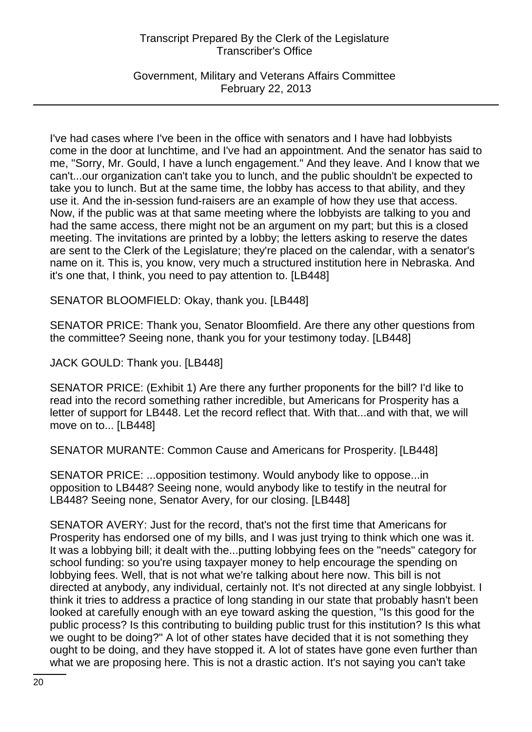I've had cases where I've been in the office with senators and I have had lobbyists come in the door at lunchtime, and I've had an appointment. And the senator has said to me, "Sorry, Mr. Gould, I have a lunch engagement." And they leave. And I know that we can't...our organization can't take you to lunch, and the public shouldn't be expected to take you to lunch. But at the same time, the lobby has access to that ability, and they use it. And the in-session fund-raisers are an example of how they use that access. Now, if the public was at that same meeting where the lobbyists are talking to you and had the same access, there might not be an argument on my part; but this is a closed meeting. The invitations are printed by a lobby; the letters asking to reserve the dates are sent to the Clerk of the Legislature; they're placed on the calendar, with a senator's name on it. This is, you know, very much a structured institution here in Nebraska. And it's one that, I think, you need to pay attention to. [LB448]

SENATOR BLOOMFIELD: Okay, thank you. [LB448]

SENATOR PRICE: Thank you, Senator Bloomfield. Are there any other questions from the committee? Seeing none, thank you for your testimony today. [LB448]

JACK GOULD: Thank you. [LB448]

SENATOR PRICE: (Exhibit 1) Are there any further proponents for the bill? I'd like to read into the record something rather incredible, but Americans for Prosperity has a letter of support for LB448. Let the record reflect that. With that...and with that, we will move on to... [LB448]

SENATOR MURANTE: Common Cause and Americans for Prosperity. [LB448]

SENATOR PRICE: ...opposition testimony. Would anybody like to oppose...in opposition to LB448? Seeing none, would anybody like to testify in the neutral for LB448? Seeing none, Senator Avery, for our closing. [LB448]

SENATOR AVERY: Just for the record, that's not the first time that Americans for Prosperity has endorsed one of my bills, and I was just trying to think which one was it. It was a lobbying bill; it dealt with the...putting lobbying fees on the "needs" category for school funding: so you're using taxpayer money to help encourage the spending on lobbying fees. Well, that is not what we're talking about here now. This bill is not directed at anybody, any individual, certainly not. It's not directed at any single lobbyist. I think it tries to address a practice of long standing in our state that probably hasn't been looked at carefully enough with an eye toward asking the question, "Is this good for the public process? Is this contributing to building public trust for this institution? Is this what we ought to be doing?" A lot of other states have decided that it is not something they ought to be doing, and they have stopped it. A lot of states have gone even further than what we are proposing here. This is not a drastic action. It's not saying you can't take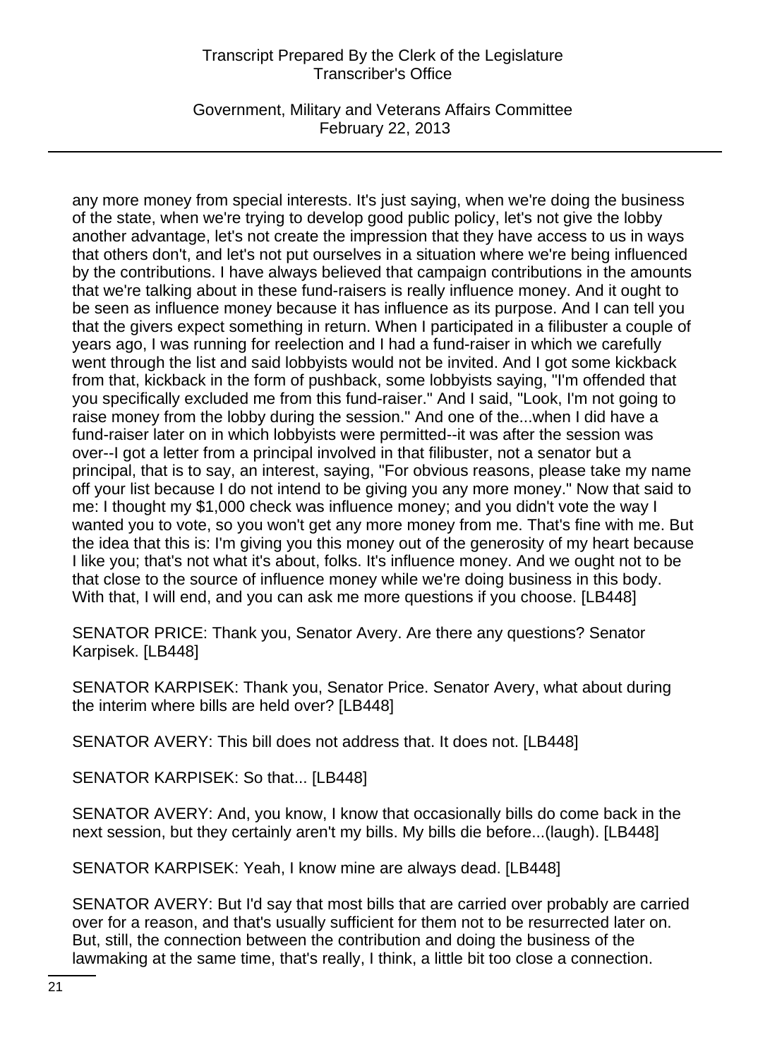any more money from special interests. It's just saying, when we're doing the business of the state, when we're trying to develop good public policy, let's not give the lobby another advantage, let's not create the impression that they have access to us in ways that others don't, and let's not put ourselves in a situation where we're being influenced by the contributions. I have always believed that campaign contributions in the amounts that we're talking about in these fund-raisers is really influence money. And it ought to be seen as influence money because it has influence as its purpose. And I can tell you that the givers expect something in return. When I participated in a filibuster a couple of years ago, I was running for reelection and I had a fund-raiser in which we carefully went through the list and said lobbyists would not be invited. And I got some kickback from that, kickback in the form of pushback, some lobbyists saying, "I'm offended that you specifically excluded me from this fund-raiser." And I said, "Look, I'm not going to raise money from the lobby during the session." And one of the...when I did have a fund-raiser later on in which lobbyists were permitted--it was after the session was over--I got a letter from a principal involved in that filibuster, not a senator but a principal, that is to say, an interest, saying, "For obvious reasons, please take my name off your list because I do not intend to be giving you any more money." Now that said to me: I thought my $1,000 check was influence money; and you didn't vote the way I wanted you to vote, so you won't get any more money from me. That's fine with me. But the idea that this is: I'm giving you this money out of the generosity of my heart because I like you; that's not what it's about, folks. It's influence money. And we ought not to be that close to the source of influence money while we're doing business in this body. With that, I will end, and you can ask me more questions if you choose. [LB448]

SENATOR PRICE: Thank you, Senator Avery. Are there any questions? Senator Karpisek. [LB448]

SENATOR KARPISEK: Thank you, Senator Price. Senator Avery, what about during the interim where bills are held over? [LB448]

SENATOR AVERY: This bill does not address that. It does not. [LB448]

SENATOR KARPISEK: So that... [LB448]

SENATOR AVERY: And, you know, I know that occasionally bills do come back in the next session, but they certainly aren't my bills. My bills die before...(laugh). [LB448]

SENATOR KARPISEK: Yeah, I know mine are always dead. [LB448]

SENATOR AVERY: But I'd say that most bills that are carried over probably are carried over for a reason, and that's usually sufficient for them not to be resurrected later on. But, still, the connection between the contribution and doing the business of the lawmaking at the same time, that's really, I think, a little bit too close a connection.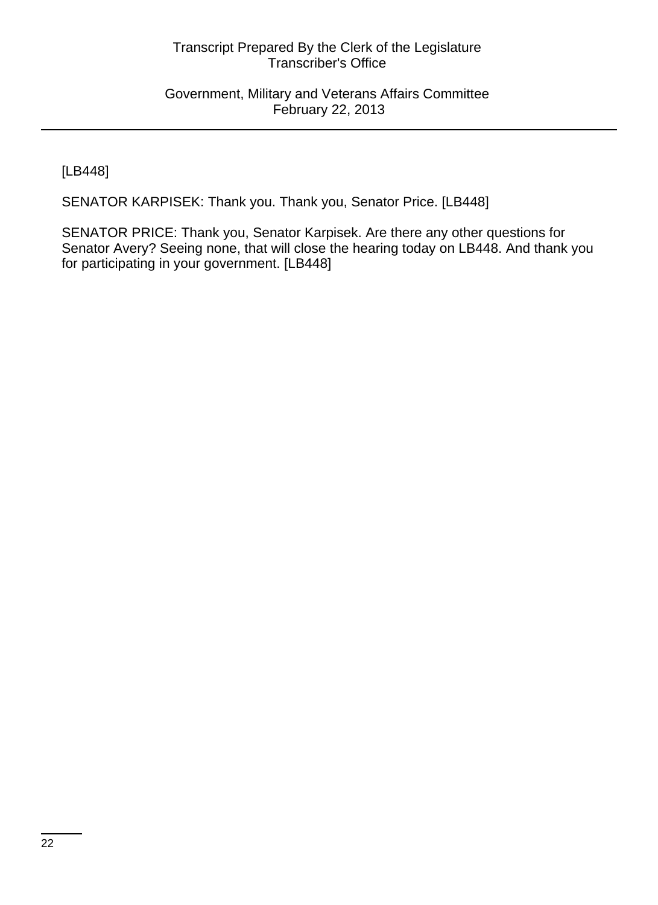[LB448]

SENATOR KARPISEK: Thank you. Thank you, Senator Price. [LB448]

SENATOR PRICE: Thank you, Senator Karpisek. Are there any other questions for Senator Avery? Seeing none, that will close the hearing today on LB448. And thank you for participating in your government. [LB448]